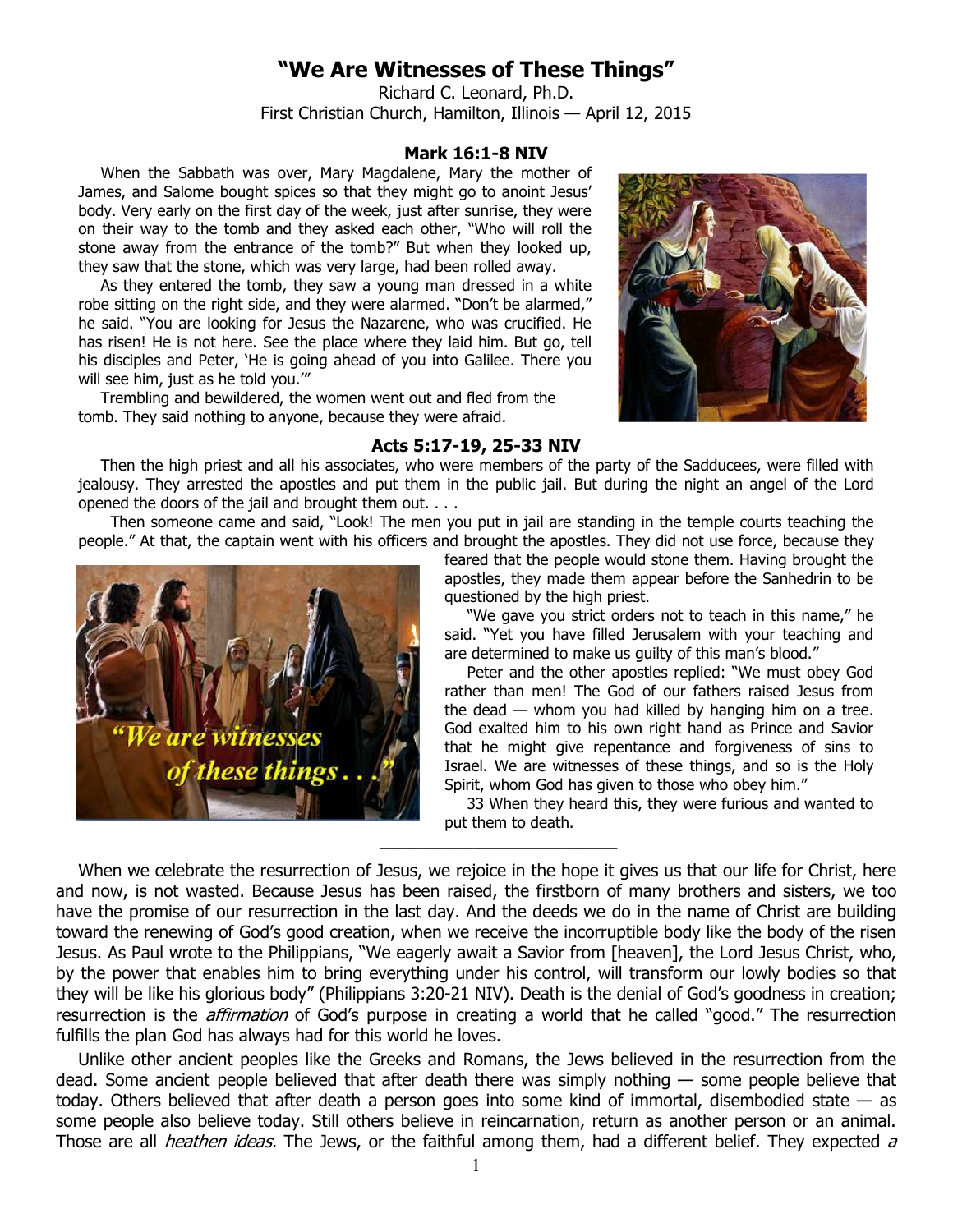# "We Are Witnesses of These Things"

Richard C. Leonard, Ph.D.
First Christian Church, Hamilton, Illinois — April 12, 2015

### Mark 16:1-8 NIV

When the Sabbath was over, Mary Magdalene, Mary the mother of James, and Salome bought spices so that they might go to anoint Jesus' body. Very early on the first day of the week, just after sunrise, they were on their way to the tomb and they asked each other, "Who will roll the stone away from the entrance of the tomb?" But when they looked up, they saw that the stone, which was very large, had been rolled away.

As they entered the tomb, they saw a young man dressed in a white robe sitting on the right side, and they were alarmed. "Don't be alarmed," he said. "You are looking for Jesus the Nazarene, who was crucified. He has risen! He is not here. See the place where they laid him. But go, tell his disciples and Peter, 'He is going ahead of you into Galilee. There you will see him, just as he told you.'"

Trembling and bewildered, the women went out and fled from the tomb. They said nothing to anyone, because they were afraid.

### Acts 5:17-19, 25-33 NIV

Then the high priest and all his associates, who were members of the party of the Sadducees, were filled with jealousy. They arrested the apostles and put them in the public jail. But during the night an angel of the Lord opened the doors of the jail and brought them out. . . .

Then someone came and said, "Look! The men you put in jail are standing in the temple courts teaching the people." At that, the captain went with his officers and brought the apostles. They did not use force, because they feared that the people would stone them. Having brought the apostles, they made them appear before the Sanhedrin to be questioned by the high priest.

"We gave you strict orders not to teach in this name," he said. "Yet you have filled Jerusalem with your teaching and are determined to make us guilty of this man's blood."

Peter and the other apostles replied: "We must obey God rather than men! The God of our fathers raised Jesus from the dead — whom you had killed by hanging him on a tree. God exalted him to his own right hand as Prince and Savior that he might give repentance and forgiveness of sins to Israel. We are witnesses of these things, and so is the Holy Spirit, whom God has given to those who obey him."

33 When they heard this, they were furious and wanted to put them to death.

---

When we celebrate the resurrection of Jesus, we rejoice in the hope it gives us that our life for Christ, here and now, is not wasted. Because Jesus has been raised, the firstborn of many brothers and sisters, we too have the promise of our resurrection in the last day. And the deeds we do in the name of Christ are building toward the renewing of God's good creation, when we receive the incorruptible body like the body of the risen Jesus. As Paul wrote to the Philippians, "We eagerly await a Savior from [heaven], the Lord Jesus Christ, who, by the power that enables him to bring everything under his control, will transform our lowly bodies so that they will be like his glorious body" (Philippians 3:20-21 NIV). Death is the denial of God's goodness in creation; resurrection is the *affirmation* of God's purpose in creating a world that he called "good." The resurrection fulfills the plan God has always had for this world he loves.

Unlike other ancient peoples like the Greeks and Romans, the Jews believed in the resurrection from the dead. Some ancient people believed that after death there was simply nothing — some people believe that today. Others believed that after death a person goes into some kind of immortal, disembodied state — as some people also believe today. Still others believe in reincarnation, return as another person or an animal. Those are all *heathen ideas.* The Jews, or the faithful among them, had a different belief. They expected *a*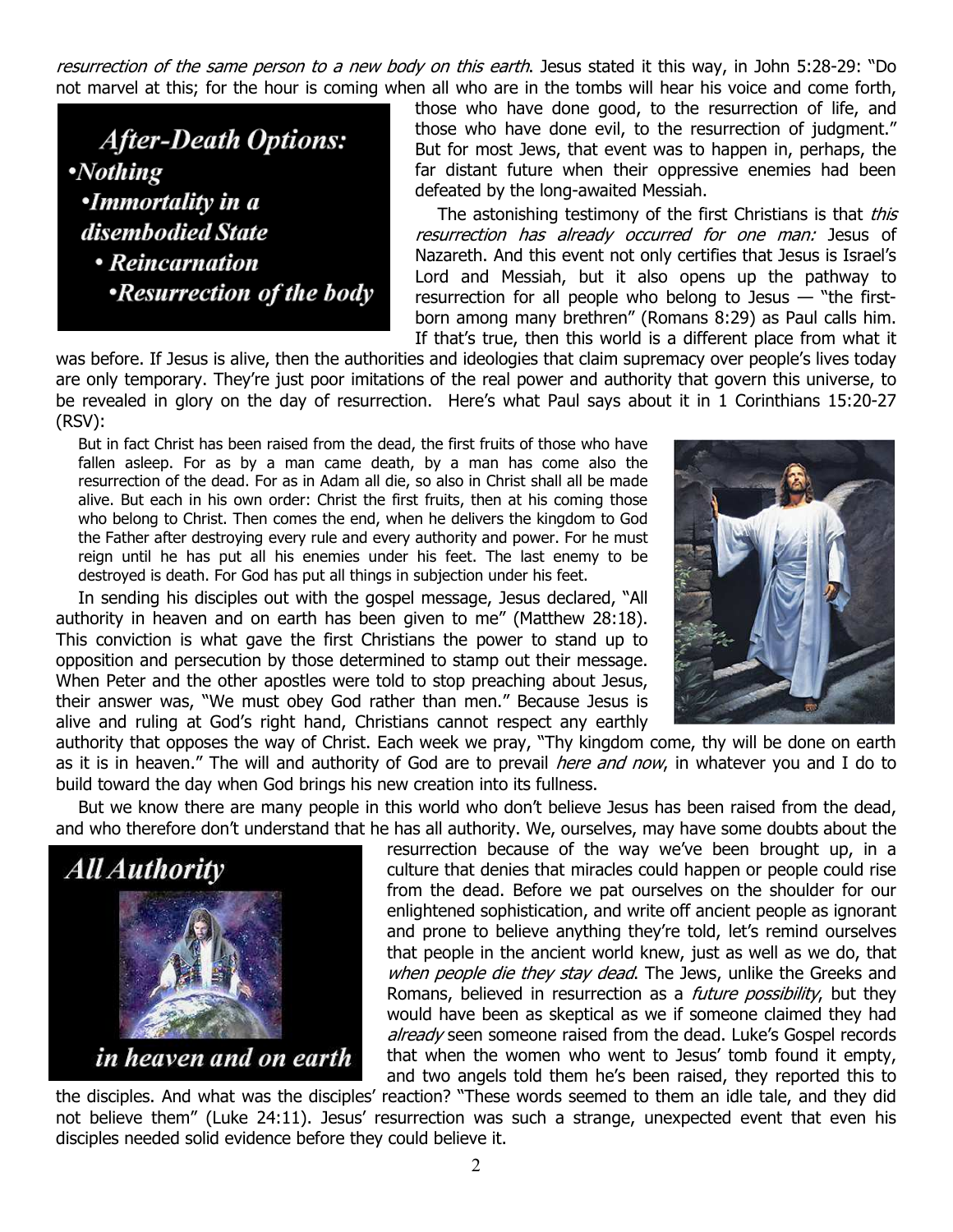*resurrection of the same person to a new body on this earth*. Jesus stated it this way, in John 5:28-29: "Do not marvel at this; for the hour is coming when all who are in the tombs will hear his voice and come forth, those who have done good, to the resurrection of life, and those who have done evil, to the resurrection of judgment." But for most Jews, that event was to happen in, perhaps, the far distant future when their oppressive enemies had been defeated by the long-awaited Messiah.

**After-Death Options:**
- **Nothing**
- **Immortality in a disembodied State**
- **Reincarnation**
- **Resurrection of the body**

The astonishing testimony of the first Christians is that *this resurrection has already occurred for one man:* Jesus of Nazareth. And this event not only certifies that Jesus is Israel's Lord and Messiah, but it also opens up the pathway to resurrection for all people who belong to Jesus — "the first-born among many brethren" (Romans 8:29) as Paul calls him. If that's true, then this world is a different place from what it was before. If Jesus is alive, then the authorities and ideologies that claim supremacy over people's lives today are only temporary. They're just poor imitations of the real power and authority that govern this universe, to be revealed in glory on the day of resurrection. Here's what Paul says about it in 1 Corinthians 15:20-27 (RSV):

> But in fact Christ has been raised from the dead, the first fruits of those who have fallen asleep. For as by a man came death, by a man has come also the resurrection of the dead. For as in Adam all die, so also in Christ shall all be made alive. But each in his own order: Christ the first fruits, then at his coming those who belong to Christ. Then comes the end, when he delivers the kingdom to God the Father after destroying every rule and every authority and power. For he must reign until he has put all his enemies under his feet. The last enemy to be destroyed is death. For God has put all things in subjection under his feet.

In sending his disciples out with the gospel message, Jesus declared, "All authority in heaven and on earth has been given to me" (Matthew 28:18). This conviction is what gave the first Christians the power to stand up to opposition and persecution by those determined to stamp out their message. When Peter and the other apostles were told to stop preaching about Jesus, their answer was, "We must obey God rather than men." Because Jesus is alive and ruling at God's right hand, Christians cannot respect any earthly authority that opposes the way of Christ. Each week we pray, "Thy kingdom come, thy will be done on earth as it is in heaven." The will and authority of God are to prevail *here and now*, in whatever you and I do to build toward the day when God brings his new creation into its fullness.

But we know there are many people in this world who don't believe Jesus has been raised from the dead, and who therefore don't understand that he has all authority. We, ourselves, may have some doubts about the resurrection because of the way we've been brought up, in a culture that denies that miracles could happen or people could rise from the dead. Before we pat ourselves on the shoulder for our enlightened sophistication, and write off ancient people as ignorant and prone to believe anything they're told, let's remind ourselves that people in the ancient world knew, just as well as we do, that *when people die they stay dead*. The Jews, unlike the Greeks and Romans, believed in resurrection as a *future possibility*, but they would have been as skeptical as we if someone claimed they had *already* seen someone raised from the dead. Luke's Gospel records that when the women who went to Jesus' tomb found it empty, and two angels told them he's been raised, they reported this to the disciples. And what was the disciples' reaction? "These words seemed to them an idle tale, and they did not believe them" (Luke 24:11). Jesus' resurrection was such a strange, unexpected event that even his disciples needed solid evidence before they could believe it.

**All Authority**

**in heaven and on earth**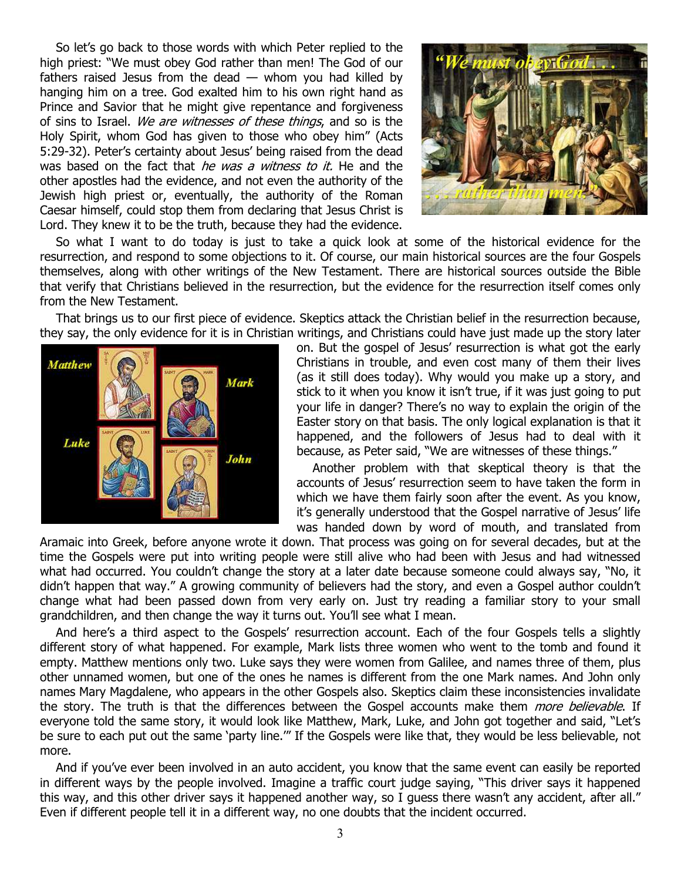So let's go back to those words with which Peter replied to the high priest: "We must obey God rather than men! The God of our fathers raised Jesus from the dead — whom you had killed by hanging him on a tree. God exalted him to his own right hand as Prince and Savior that he might give repentance and forgiveness of sins to Israel. *We are witnesses of these things*, and so is the Holy Spirit, whom God has given to those who obey him" (Acts 5:29-32). Peter's certainty about Jesus' being raised from the dead was based on the fact that *he was a witness to it.* He and the other apostles had the evidence, and not even the authority of the Jewish high priest or, eventually, the authority of the Roman Caesar himself, could stop them from declaring that Jesus Christ is Lord. They knew it to be the truth, because they had the evidence.

So what I want to do today is just to take a quick look at some of the historical evidence for the resurrection, and respond to some objections to it. Of course, our main historical sources are the four Gospels themselves, along with other writings of the New Testament. There are historical sources outside the Bible that verify that Christians believed in the resurrection, but the evidence for the resurrection itself comes only from the New Testament.

That brings us to our first piece of evidence. Skeptics attack the Christian belief in the resurrection because, they say, the only evidence for it is in Christian writings, and Christians could have just made up the story later on. But the gospel of Jesus' resurrection is what got the early Christians in trouble, and even cost many of them their lives (as it still does today). Why would you make up a story, and stick to it when you know it isn't true, if it was just going to put your life in danger? There's no way to explain the origin of the Easter story on that basis. The only logical explanation is that it happened, and the followers of Jesus had to deal with it because, as Peter said, "We are witnesses of these things."

Another problem with that skeptical theory is that the accounts of Jesus' resurrection seem to have taken the form in which we have them fairly soon after the event. As you know, it's generally understood that the Gospel narrative of Jesus' life was handed down by word of mouth, and translated from Aramaic into Greek, before anyone wrote it down. That process was going on for several decades, but at the time the Gospels were put into writing people were still alive who had been with Jesus and had witnessed what had occurred. You couldn't change the story at a later date because someone could always say, "No, it didn't happen that way." A growing community of believers had the story, and even a Gospel author couldn't change what had been passed down from very early on. Just try reading a familiar story to your small grandchildren, and then change the way it turns out. You'll see what I mean.

And here's a third aspect to the Gospels' resurrection account. Each of the four Gospels tells a slightly different story of what happened. For example, Mark lists three women who went to the tomb and found it empty. Matthew mentions only two. Luke says they were women from Galilee, and names three of them, plus other unnamed women, but one of the ones he names is different from the one Mark names. And John only names Mary Magdalene, who appears in the other Gospels also. Skeptics claim these inconsistencies invalidate the story. The truth is that the differences between the Gospel accounts make them *more believable*. If everyone told the same story, it would look like Matthew, Mark, Luke, and John got together and said, "Let's be sure to each put out the same 'party line.'" If the Gospels were like that, they would be less believable, not more.

And if you've ever been involved in an auto accident, you know that the same event can easily be reported in different ways by the people involved. Imagine a traffic court judge saying, "This driver says it happened this way, and this other driver says it happened another way, so I guess there wasn't any accident, after all." Even if different people tell it in a different way, no one doubts that the incident occurred.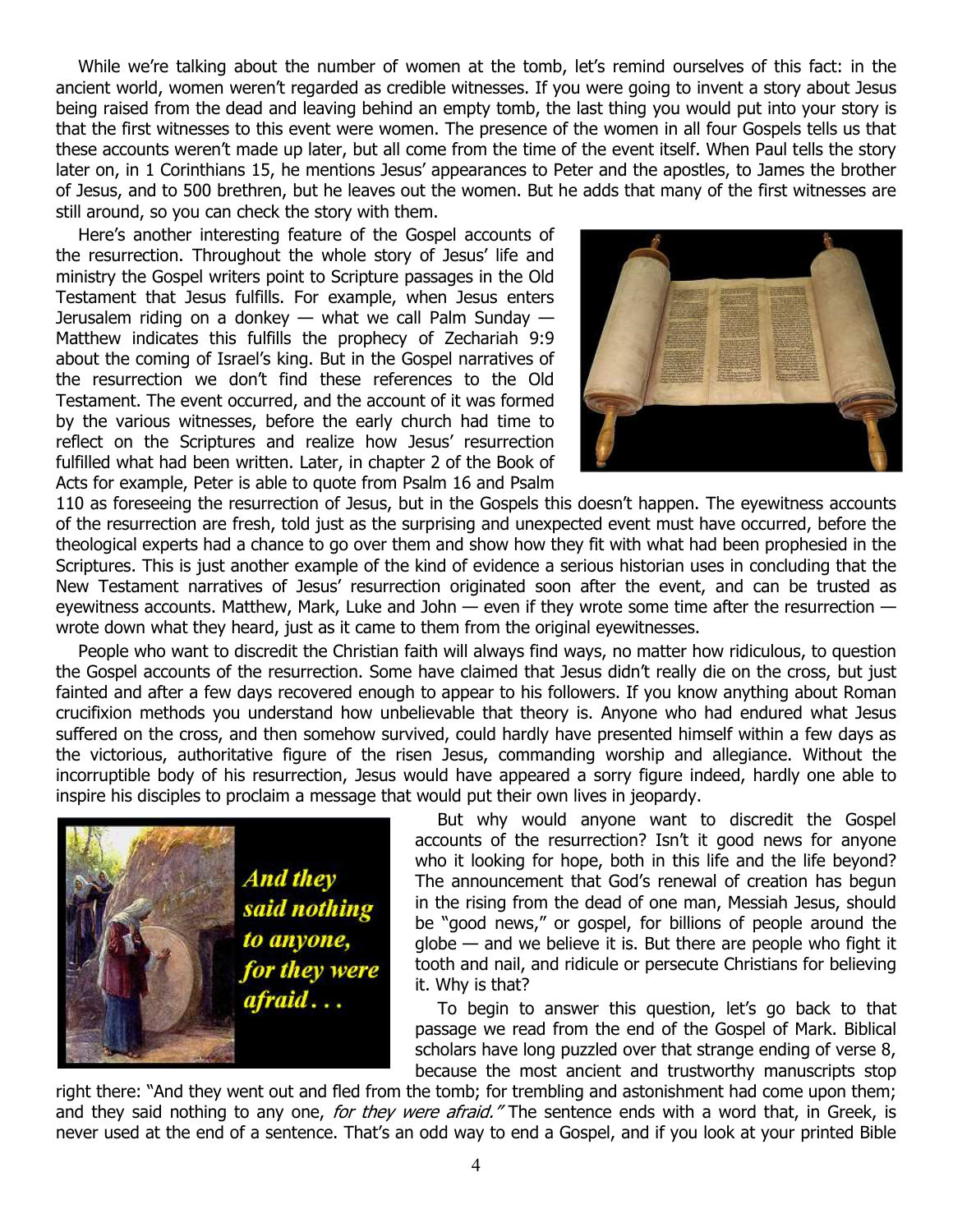While we're talking about the number of women at the tomb, let's remind ourselves of this fact: in the ancient world, women weren't regarded as credible witnesses. If you were going to invent a story about Jesus being raised from the dead and leaving behind an empty tomb, the last thing you would put into your story is that the first witnesses to this event were women. The presence of the women in all four Gospels tells us that these accounts weren't made up later, but all come from the time of the event itself. When Paul tells the story later on, in 1 Corinthians 15, he mentions Jesus' appearances to Peter and the apostles, to James the brother of Jesus, and to 500 brethren, but he leaves out the women. But he adds that many of the first witnesses are still around, so you can check the story with them.

Here's another interesting feature of the Gospel accounts of the resurrection. Throughout the whole story of Jesus' life and ministry the Gospel writers point to Scripture passages in the Old Testament that Jesus fulfills. For example, when Jesus enters Jerusalem riding on a donkey — what we call Palm Sunday — Matthew indicates this fulfills the prophecy of Zechariah 9:9 about the coming of Israel's king. But in the Gospel narratives of the resurrection we don't find these references to the Old Testament. The event occurred, and the account of it was formed by the various witnesses, before the early church had time to reflect on the Scriptures and realize how Jesus' resurrection fulfilled what had been written. Later, in chapter 2 of the Book of Acts for example, Peter is able to quote from Psalm 16 and Psalm 110 as foreseeing the resurrection of Jesus, but in the Gospels this doesn't happen. The eyewitness accounts of the resurrection are fresh, told just as the surprising and unexpected event must have occurred, before the theological experts had a chance to go over them and show how they fit with what had been prophesied in the Scriptures. This is just another example of the kind of evidence a serious historian uses in concluding that the New Testament narratives of Jesus' resurrection originated soon after the event, and can be trusted as eyewitness accounts. Matthew, Mark, Luke and John — even if they wrote some time after the resurrection — wrote down what they heard, just as it came to them from the original eyewitnesses.

People who want to discredit the Christian faith will always find ways, no matter how ridiculous, to question the Gospel accounts of the resurrection. Some have claimed that Jesus didn't really die on the cross, but just fainted and after a few days recovered enough to appear to his followers. If you know anything about Roman crucifixion methods you understand how unbelievable that theory is. Anyone who had endured what Jesus suffered on the cross, and then somehow survived, could hardly have presented himself within a few days as the victorious, authoritative figure of the risen Jesus, commanding worship and allegiance. Without the incorruptible body of his resurrection, Jesus would have appeared a sorry figure indeed, hardly one able to inspire his disciples to proclaim a message that would put their own lives in jeopardy.

But why would anyone want to discredit the Gospel accounts of the resurrection? Isn't it good news for anyone who it looking for hope, both in this life and the life beyond? The announcement that God's renewal of creation has begun in the rising from the dead of one man, Messiah Jesus, should be "good news," or gospel, for billions of people around the globe — and we believe it is. But there are people who fight it tooth and nail, and ridicule or persecute Christians for believing it. Why is that?

To begin to answer this question, let's go back to that passage we read from the end of the Gospel of Mark. Biblical scholars have long puzzled over that strange ending of verse 8, because the most ancient and trustworthy manuscripts stop right there: "And they went out and fled from the tomb; for trembling and astonishment had come upon them; and they said nothing to any one, *for they were afraid."* The sentence ends with a word that, in Greek, is never used at the end of a sentence. That's an odd way to end a Gospel, and if you look at your printed Bible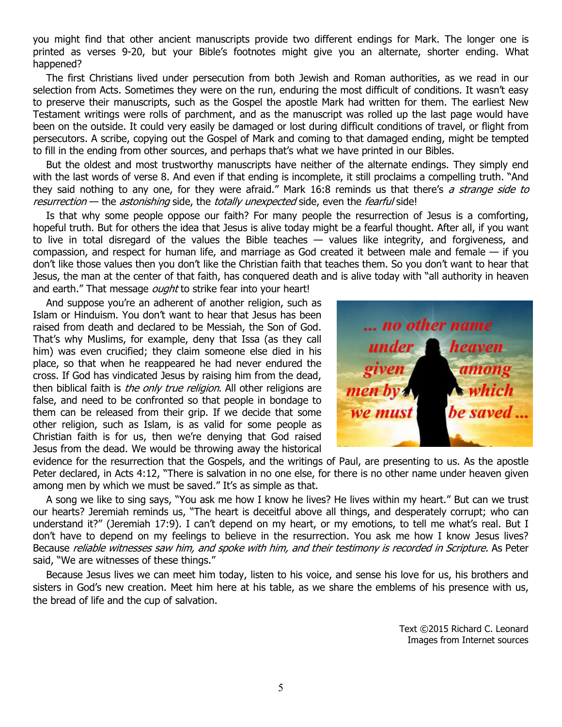you might find that other ancient manuscripts provide two different endings for Mark. The longer one is printed as verses 9-20, but your Bible's footnotes might give you an alternate, shorter ending. What happened?

The first Christians lived under persecution from both Jewish and Roman authorities, as we read in our selection from Acts. Sometimes they were on the run, enduring the most difficult of conditions. It wasn't easy to preserve their manuscripts, such as the Gospel the apostle Mark had written for them. The earliest New Testament writings were rolls of parchment, and as the manuscript was rolled up the last page would have been on the outside. It could very easily be damaged or lost during difficult conditions of travel, or flight from persecutors. A scribe, copying out the Gospel of Mark and coming to that damaged ending, might be tempted to fill in the ending from other sources, and perhaps that's what we have printed in our Bibles.

But the oldest and most trustworthy manuscripts have neither of the alternate endings. They simply end with the last words of verse 8. And even if that ending is incomplete, it still proclaims a compelling truth. "And they said nothing to any one, for they were afraid." Mark 16:8 reminds us that there's *a strange side to resurrection* — the *astonishing* side, the *totally unexpected* side, even the *fearful* side!

Is that why some people oppose our faith? For many people the resurrection of Jesus is a comforting, hopeful truth. But for others the idea that Jesus is alive today might be a fearful thought. After all, if you want to live in total disregard of the values the Bible teaches — values like integrity, and forgiveness, and compassion, and respect for human life, and marriage as God created it between male and female — if you don't like those values then you don't like the Christian faith that teaches them. So you don't want to hear that Jesus, the man at the center of that faith, has conquered death and is alive today with "all authority in heaven and earth." That message *ought* to strike fear into your heart!

And suppose you're an adherent of another religion, such as Islam or Hinduism. You don't want to hear that Jesus has been raised from death and declared to be Messiah, the Son of God. That's why Muslims, for example, deny that Issa (as they call him) was even crucified; they claim someone else died in his place, so that when he reappeared he had never endured the cross. If God has vindicated Jesus by raising him from the dead, then biblical faith is *the only true religion*. All other religions are false, and need to be confronted so that people in bondage to them can be released from their grip. If we decide that some other religion, such as Islam, is as valid for some people as Christian faith is for us, then we're denying that God raised Jesus from the dead. We would be throwing away the historical evidence for the resurrection that the Gospels, and the writings of Paul, are presenting to us. As the apostle Peter declared, in Acts 4:12, "There is salvation in no one else, for there is no other name under heaven given among men by which we must be saved." It's as simple as that.

A song we like to sing says, "You ask me how I know he lives? He lives within my heart." But can we trust our hearts? Jeremiah reminds us, "The heart is deceitful above all things, and desperately corrupt; who can understand it?" (Jeremiah 17:9). I can't depend on my heart, or my emotions, to tell me what's real. But I don't have to depend on my feelings to believe in the resurrection. You ask me how I know Jesus lives? Because *reliable witnesses saw him, and spoke with him, and their testimony is recorded in Scripture.* As Peter said, "We are witnesses of these things."

Because Jesus lives we can meet him today, listen to his voice, and sense his love for us, his brothers and sisters in God's new creation. Meet him here at his table, as we share the emblems of his presence with us, the bread of life and the cup of salvation.

Text ©2015 Richard C. Leonard
Images from Internet sources